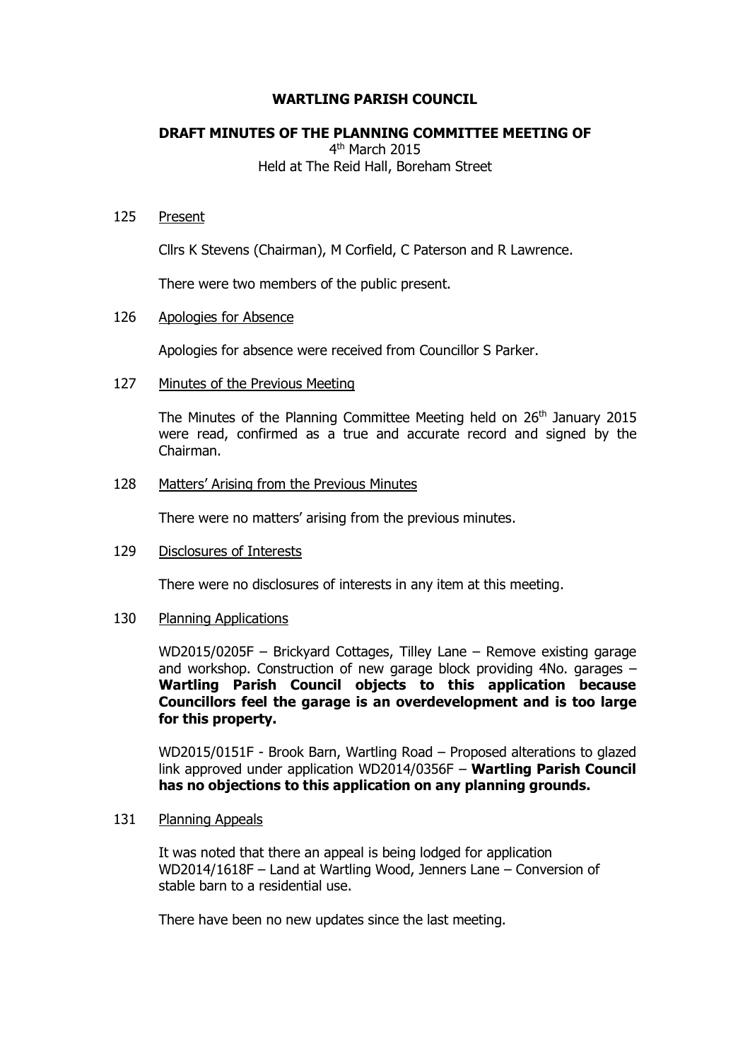# WARTLING PARISH COUNCIL

## DRAFT MINUTES OF THE PLANNING COMMITTEE MEETING OF

4th March 2015
Held at The Reid Hall, Boreham Street

125 Present

Cllrs K Stevens (Chairman), M Corfield, C Paterson and R Lawrence.

There were two members of the public present.

126 Apologies for Absence

Apologies for absence were received from Councillor S Parker.

127 Minutes of the Previous Meeting

The Minutes of the Planning Committee Meeting held on 26th January 2015 were read, confirmed as a true and accurate record and signed by the Chairman.

128 Matters' Arising from the Previous Minutes

There were no matters' arising from the previous minutes.

129 Disclosures of Interests

There were no disclosures of interests in any item at this meeting.

130 Planning Applications

WD2015/0205F – Brickyard Cottages, Tilley Lane – Remove existing garage and workshop. Construction of new garage block providing 4No. garages – **Wartling Parish Council objects to this application because Councillors feel the garage is an overdevelopment and is too large for this property.**

WD2015/0151F - Brook Barn, Wartling Road – Proposed alterations to glazed link approved under application WD2014/0356F – **Wartling Parish Council has no objections to this application on any planning grounds.**

131 Planning Appeals

It was noted that there an appeal is being lodged for application WD2014/1618F – Land at Wartling Wood, Jenners Lane – Conversion of stable barn to a residential use.

There have been no new updates since the last meeting.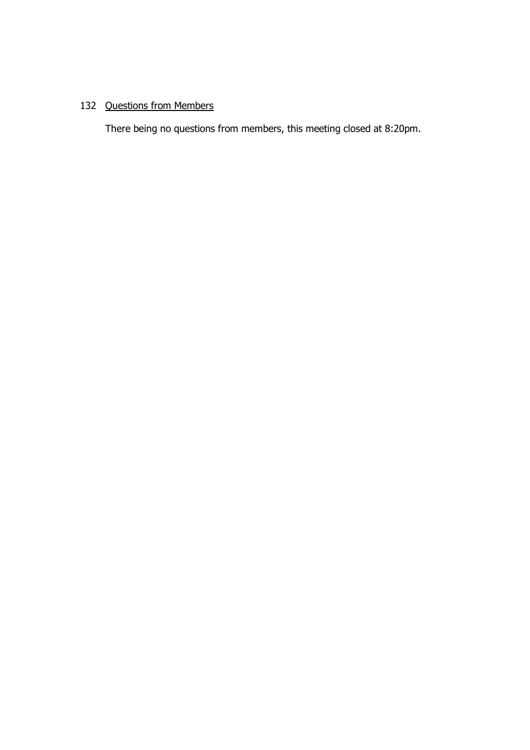132 Questions from Members

There being no questions from members, this meeting closed at 8:20pm.